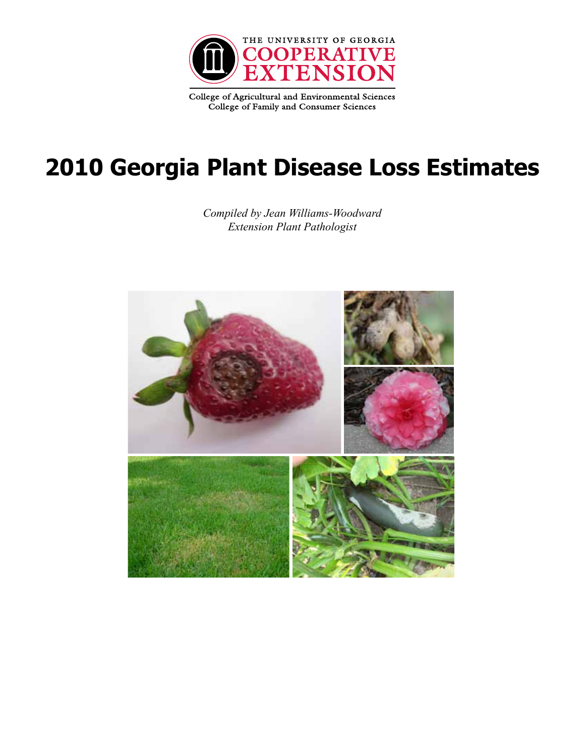THE UNIVERSITY OF GEORGIA
COOPERATIVE EXTENSION

College of Agricultural and Environmental Sciences
College of Family and Consumer Sciences

# 2010 Georgia Plant Disease Loss Estimates

*Compiled by Jean Williams-Woodward*
*Extension Plant Pathologist*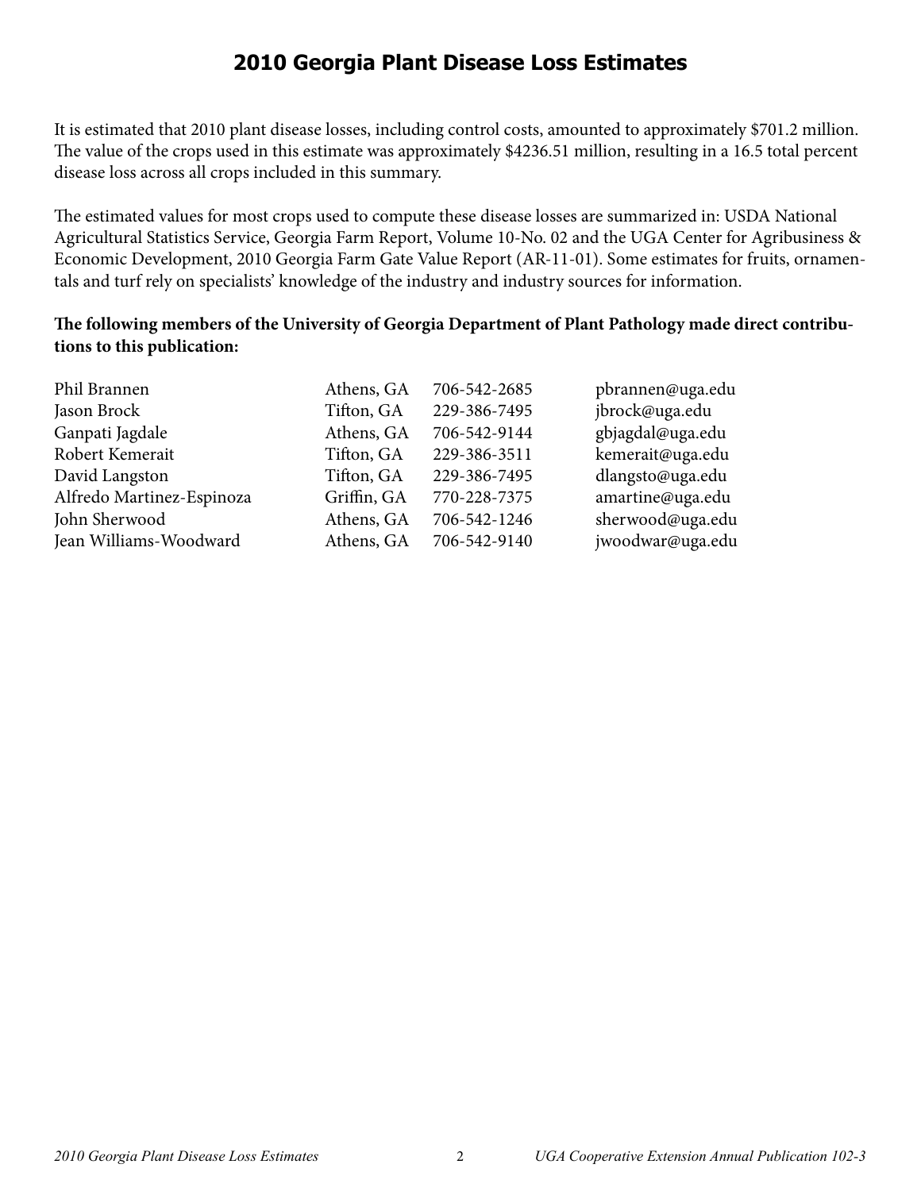# 2010 Georgia Plant Disease Loss Estimates

It is estimated that 2010 plant disease losses, including control costs, amounted to approximately $701.2 million. The value of the crops used in this estimate was approximately $4236.51 million, resulting in a 16.5 total percent disease loss across all crops included in this summary.

The estimated values for most crops used to compute these disease losses are summarized in: USDA National Agricultural Statistics Service, Georgia Farm Report, Volume 10-No. 02 and the UGA Center for Agribusiness & Economic Development, 2010 Georgia Farm Gate Value Report (AR-11-01). Some estimates for fruits, ornamentals and turf rely on specialists' knowledge of the industry and industry sources for information.

**The following members of the University of Georgia Department of Plant Pathology made direct contributions to this publication:**

| | | | |
|---|---|---|---|
| Phil Brannen | Athens, GA | 706-542-2685 | pbrannen@uga.edu |
| Jason Brock | Tifton, GA | 229-386-7495 | jbrock@uga.edu |
| Ganpati Jagdale | Athens, GA | 706-542-9144 | gbjagdal@uga.edu |
| Robert Kemerait | Tifton, GA | 229-386-3511 | kemerait@uga.edu |
| David Langston | Tifton, GA | 229-386-7495 | dlangsto@uga.edu |
| Alfredo Martinez-Espinoza | Griffin, GA | 770-228-7375 | amartine@uga.edu |
| John Sherwood | Athens, GA | 706-542-1246 | sherwood@uga.edu |
| Jean Williams-Woodward | Athens, GA | 706-542-9140 | jwoodwar@uga.edu |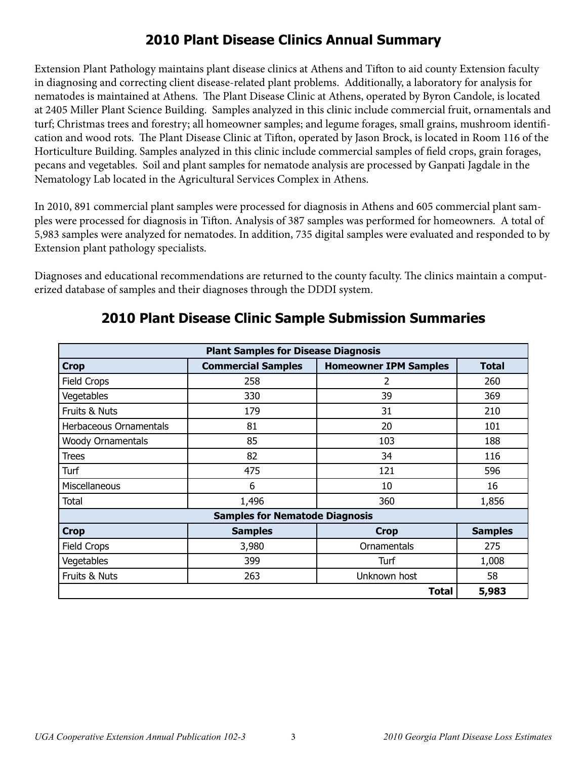# 2010 Plant Disease Clinics Annual Summary

Extension Plant Pathology maintains plant disease clinics at Athens and Tifton to aid county Extension faculty in diagnosing and correcting client disease-related plant problems. Additionally, a laboratory for analysis for nematodes is maintained at Athens. The Plant Disease Clinic at Athens, operated by Byron Candole, is located at 2405 Miller Plant Science Building. Samples analyzed in this clinic include commercial fruit, ornamentals and turf; Christmas trees and forestry; all homeowner samples; and legume forages, small grains, mushroom identification and wood rots. The Plant Disease Clinic at Tifton, operated by Jason Brock, is located in Room 116 of the Horticulture Building. Samples analyzed in this clinic include commercial samples of field crops, grain forages, pecans and vegetables. Soil and plant samples for nematode analysis are processed by Ganpati Jagdale in the Nematology Lab located in the Agricultural Services Complex in Athens.

In 2010, 891 commercial plant samples were processed for diagnosis in Athens and 605 commercial plant samples were processed for diagnosis in Tifton. Analysis of 387 samples was performed for homeowners. A total of 5,983 samples were analyzed for nematodes. In addition, 735 digital samples were evaluated and responded to by Extension plant pathology specialists.

Diagnoses and educational recommendations are returned to the county faculty. The clinics maintain a computerized database of samples and their diagnoses through the DDDI system.

## 2010 Plant Disease Clinic Sample Submission Summaries

| Plant Samples for Disease Diagnosis | | | |
|---|---|---|---|
| **Crop** | **Commercial Samples** | **Homeowner IPM Samples** | **Total** |
| Field Crops | 258 | 2 | 260 |
| Vegetables | 330 | 39 | 369 |
| Fruits & Nuts | 179 | 31 | 210 |
| Herbaceous Ornamentals | 81 | 20 | 101 |
| Woody Ornamentals | 85 | 103 | 188 |
| Trees | 82 | 34 | 116 |
| Turf | 475 | 121 | 596 |
| Miscellaneous | 6 | 10 | 16 |
| Total | 1,496 | 360 | 1,856 |
| **Samples for Nematode Diagnosis** | | | |
| **Crop** | **Samples** | **Crop** | **Samples** |
| Field Crops | 3,980 | Ornamentals | 275 |
| Vegetables | 399 | Turf | 1,008 |
| Fruits & Nuts | 263 | Unknown host | 58 |
| | | **Total** | **5,983** |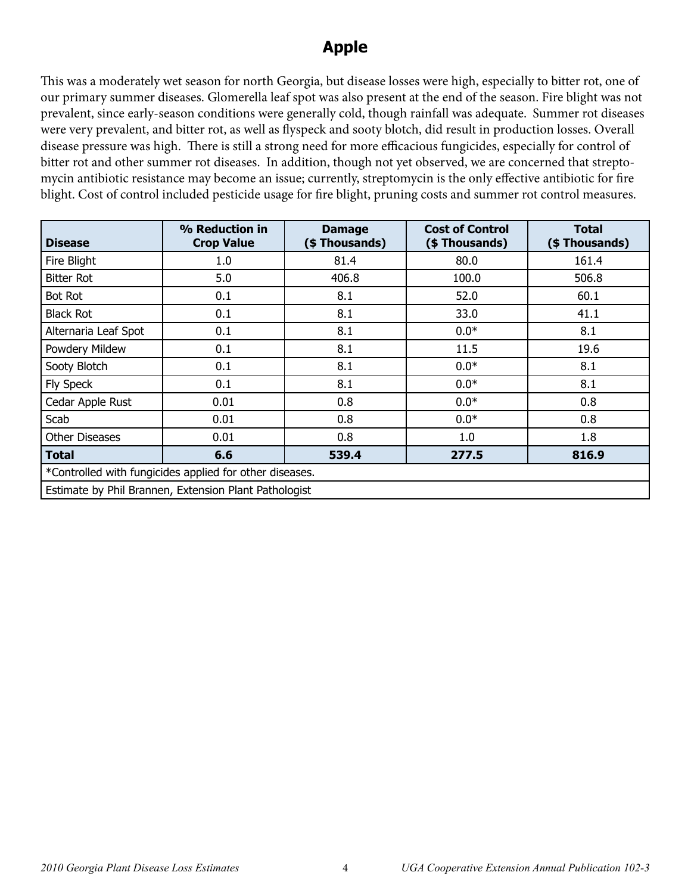## Apple

This was a moderately wet season for north Georgia, but disease losses were high, especially to bitter rot, one of our primary summer diseases. Glomerella leaf spot was also present at the end of the season. Fire blight was not prevalent, since early-season conditions were generally cold, though rainfall was adequate. Summer rot diseases were very prevalent, and bitter rot, as well as flyspeck and sooty blotch, did result in production losses. Overall disease pressure was high. There is still a strong need for more efficacious fungicides, especially for control of bitter rot and other summer rot diseases. In addition, though not yet observed, we are concerned that streptomycin antibiotic resistance may become an issue; currently, streptomycin is the only effective antibiotic for fire blight. Cost of control included pesticide usage for fire blight, pruning costs and summer rot control measures.

| Disease | % Reduction in Crop Value | Damage ($ Thousands) | Cost of Control ($ Thousands) | Total ($ Thousands) |
|---|---|---|---|---|
| Fire Blight | 1.0 | 81.4 | 80.0 | 161.4 |
| Bitter Rot | 5.0 | 406.8 | 100.0 | 506.8 |
| Bot Rot | 0.1 | 8.1 | 52.0 | 60.1 |
| Black Rot | 0.1 | 8.1 | 33.0 | 41.1 |
| Alternaria Leaf Spot | 0.1 | 8.1 | 0.0* | 8.1 |
| Powdery Mildew | 0.1 | 8.1 | 11.5 | 19.6 |
| Sooty Blotch | 0.1 | 8.1 | 0.0* | 8.1 |
| Fly Speck | 0.1 | 8.1 | 0.0* | 8.1 |
| Cedar Apple Rust | 0.01 | 0.8 | 0.0* | 0.8 |
| Scab | 0.01 | 0.8 | 0.0* | 0.8 |
| Other Diseases | 0.01 | 0.8 | 1.0 | 1.8 |
| **Total** | **6.6** | **539.4** | **277.5** | **816.9** |

*Controlled with fungicides applied for other diseases.

Estimate by Phil Brannen, Extension Plant Pathologist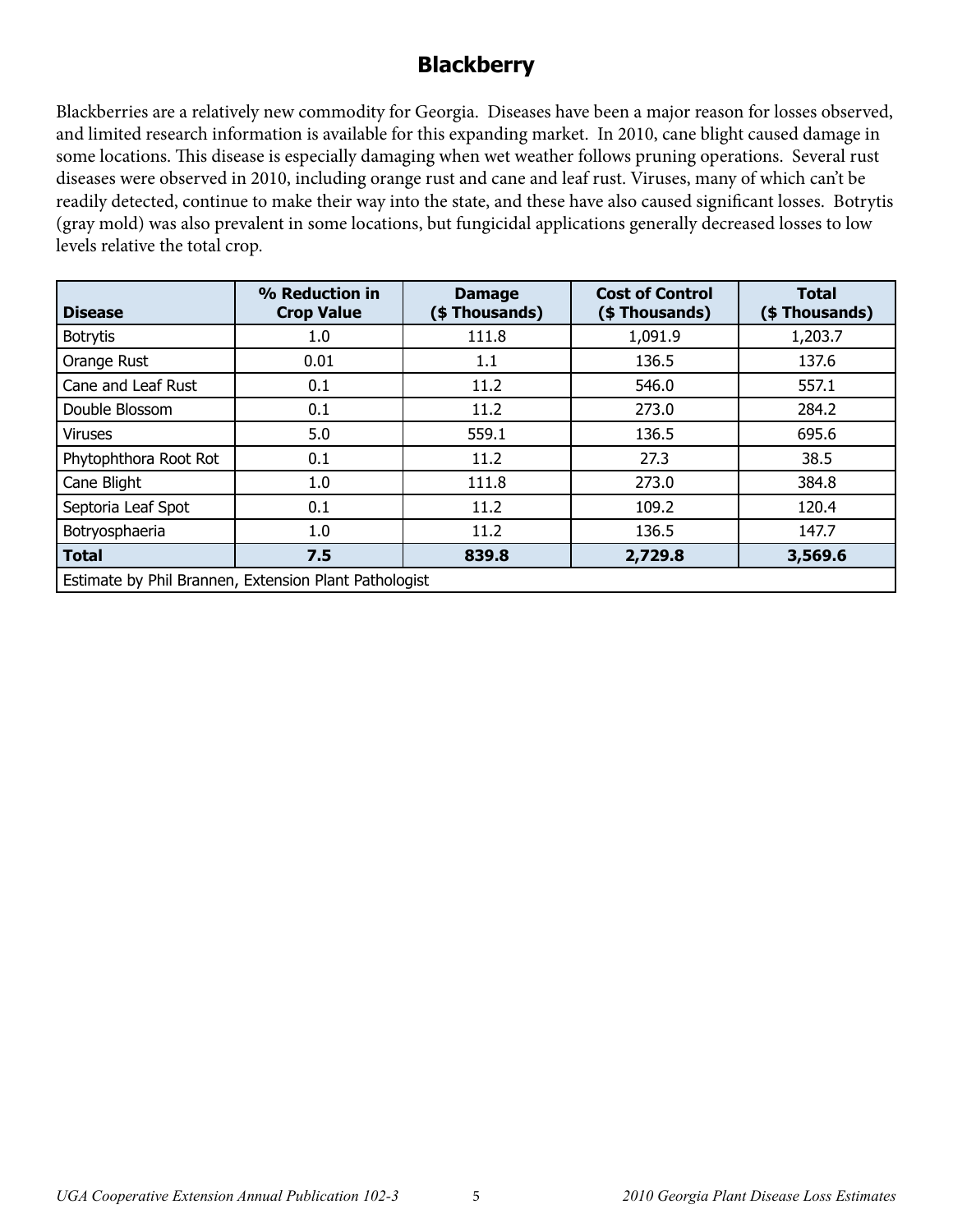# Blackberry

Blackberries are a relatively new commodity for Georgia. Diseases have been a major reason for losses observed, and limited research information is available for this expanding market. In 2010, cane blight caused damage in some locations. This disease is especially damaging when wet weather follows pruning operations. Several rust diseases were observed in 2010, including orange rust and cane and leaf rust. Viruses, many of which can't be readily detected, continue to make their way into the state, and these have also caused significant losses. Botrytis (gray mold) was also prevalent in some locations, but fungicidal applications generally decreased losses to low levels relative the total crop.

| Disease | % Reduction in Crop Value | Damage ($ Thousands) | Cost of Control ($ Thousands) | Total ($ Thousands) |
|---|---|---|---|---|
| Botrytis | 1.0 | 111.8 | 1,091.9 | 1,203.7 |
| Orange Rust | 0.01 | 1.1 | 136.5 | 137.6 |
| Cane and Leaf Rust | 0.1 | 11.2 | 546.0 | 557.1 |
| Double Blossom | 0.1 | 11.2 | 273.0 | 284.2 |
| Viruses | 5.0 | 559.1 | 136.5 | 695.6 |
| Phytophthora Root Rot | 0.1 | 11.2 | 27.3 | 38.5 |
| Cane Blight | 1.0 | 111.8 | 273.0 | 384.8 |
| Septoria Leaf Spot | 0.1 | 11.2 | 109.2 | 120.4 |
| Botryosphaeria | 1.0 | 11.2 | 136.5 | 147.7 |
| **Total** | **7.5** | **839.8** | **2,729.8** | **3,569.6** |
| Estimate by Phil Brannen, Extension Plant Pathologist | | | | |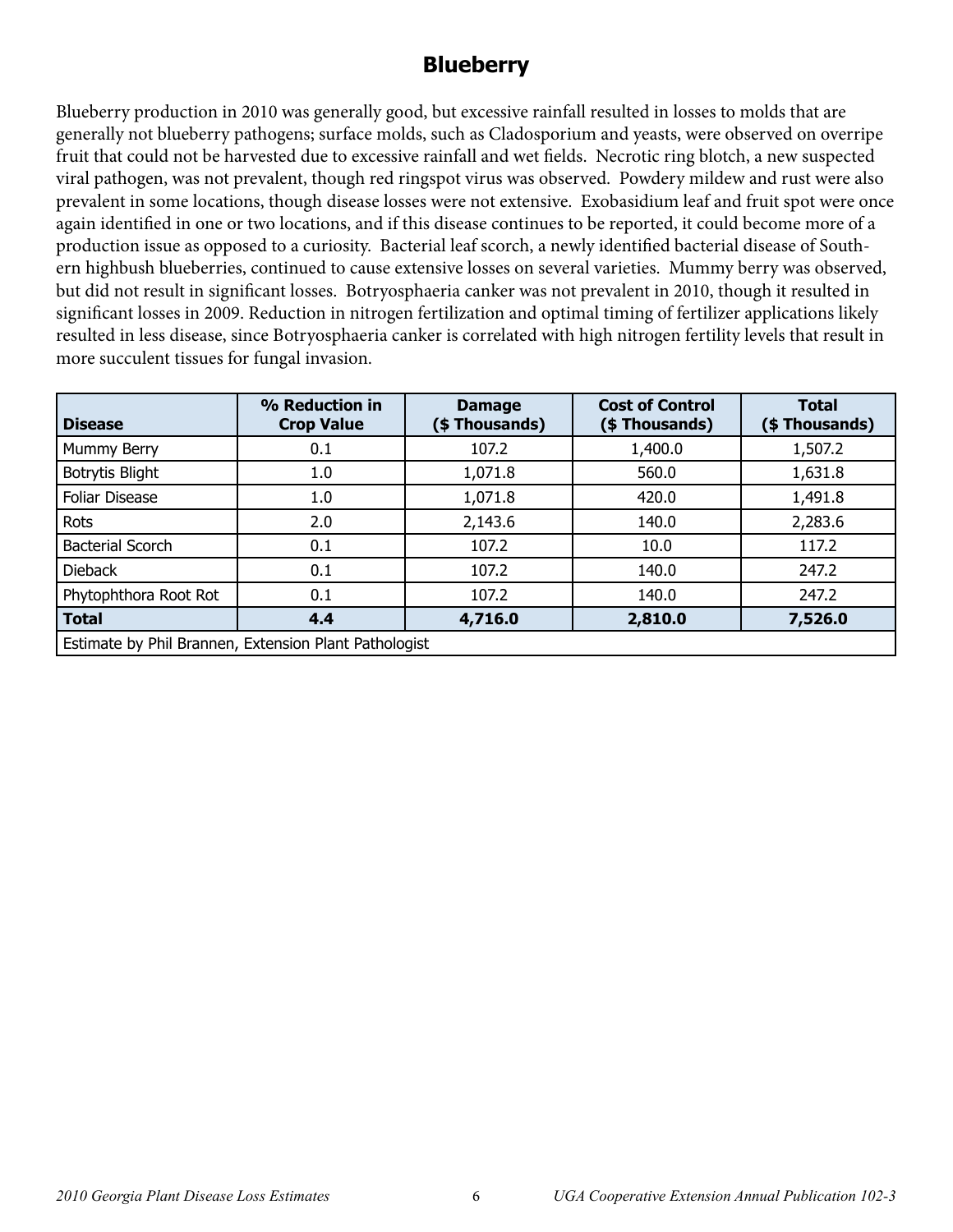# Blueberry

Blueberry production in 2010 was generally good, but excessive rainfall resulted in losses to molds that are generally not blueberry pathogens; surface molds, such as Cladosporium and yeasts, were observed on overripe fruit that could not be harvested due to excessive rainfall and wet fields. Necrotic ring blotch, a new suspected viral pathogen, was not prevalent, though red ringspot virus was observed. Powdery mildew and rust were also prevalent in some locations, though disease losses were not extensive. Exobasidium leaf and fruit spot were once again identified in one or two locations, and if this disease continues to be reported, it could become more of a production issue as opposed to a curiosity. Bacterial leaf scorch, a newly identified bacterial disease of Southern highbush blueberries, continued to cause extensive losses on several varieties. Mummy berry was observed, but did not result in significant losses. Botryosphaeria canker was not prevalent in 2010, though it resulted in significant losses in 2009. Reduction in nitrogen fertilization and optimal timing of fertilizer applications likely resulted in less disease, since Botryosphaeria canker is correlated with high nitrogen fertility levels that result in more succulent tissues for fungal invasion.

| Disease | % Reduction in Crop Value | Damage ($ Thousands) | Cost of Control ($ Thousands) | Total ($ Thousands) |
|---|---|---|---|---|
| Mummy Berry | 0.1 | 107.2 | 1,400.0 | 1,507.2 |
| Botrytis Blight | 1.0 | 1,071.8 | 560.0 | 1,631.8 |
| Foliar Disease | 1.0 | 1,071.8 | 420.0 | 1,491.8 |
| Rots | 2.0 | 2,143.6 | 140.0 | 2,283.6 |
| Bacterial Scorch | 0.1 | 107.2 | 10.0 | 117.2 |
| Dieback | 0.1 | 107.2 | 140.0 | 247.2 |
| Phytophthora Root Rot | 0.1 | 107.2 | 140.0 | 247.2 |
| **Total** | **4.4** | **4,716.0** | **2,810.0** | **7,526.0** |
| Estimate by Phil Brannen, Extension Plant Pathologist | | | | |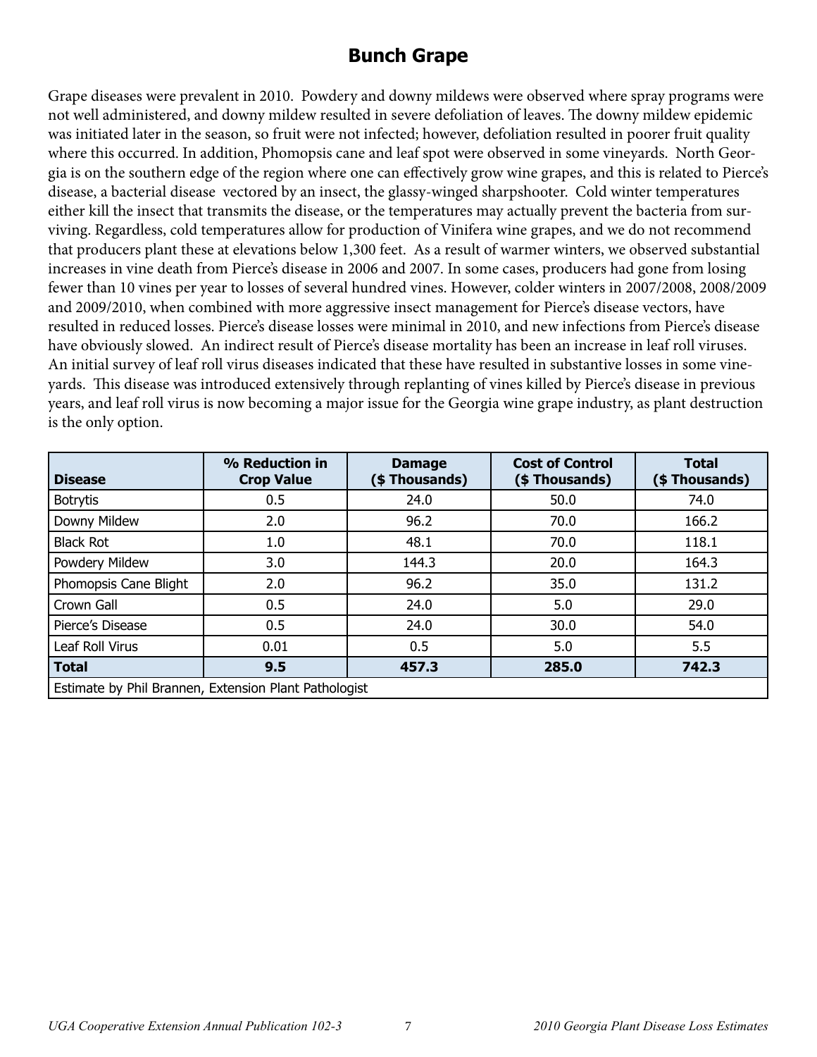# Bunch Grape

Grape diseases were prevalent in 2010. Powdery and downy mildews were observed where spray programs were not well administered, and downy mildew resulted in severe defoliation of leaves. The downy mildew epidemic was initiated later in the season, so fruit were not infected; however, defoliation resulted in poorer fruit quality where this occurred. In addition, Phomopsis cane and leaf spot were observed in some vineyards. North Georgia is on the southern edge of the region where one can effectively grow wine grapes, and this is related to Pierce's disease, a bacterial disease vectored by an insect, the glassy-winged sharpshooter. Cold winter temperatures either kill the insect that transmits the disease, or the temperatures may actually prevent the bacteria from surviving. Regardless, cold temperatures allow for production of Vinifera wine grapes, and we do not recommend that producers plant these at elevations below 1,300 feet. As a result of warmer winters, we observed substantial increases in vine death from Pierce's disease in 2006 and 2007. In some cases, producers had gone from losing fewer than 10 vines per year to losses of several hundred vines. However, colder winters in 2007/2008, 2008/2009 and 2009/2010, when combined with more aggressive insect management for Pierce's disease vectors, have resulted in reduced losses. Pierce's disease losses were minimal in 2010, and new infections from Pierce's disease have obviously slowed. An indirect result of Pierce's disease mortality has been an increase in leaf roll viruses. An initial survey of leaf roll virus diseases indicated that these have resulted in substantive losses in some vineyards. This disease was introduced extensively through replanting of vines killed by Pierce's disease in previous years, and leaf roll virus is now becoming a major issue for the Georgia wine grape industry, as plant destruction is the only option.

| Disease | % Reduction in Crop Value | Damage ($ Thousands) | Cost of Control ($ Thousands) | Total ($ Thousands) |
|---|---|---|---|---|
| Botrytis | 0.5 | 24.0 | 50.0 | 74.0 |
| Downy Mildew | 2.0 | 96.2 | 70.0 | 166.2 |
| Black Rot | 1.0 | 48.1 | 70.0 | 118.1 |
| Powdery Mildew | 3.0 | 144.3 | 20.0 | 164.3 |
| Phomopsis Cane Blight | 2.0 | 96.2 | 35.0 | 131.2 |
| Crown Gall | 0.5 | 24.0 | 5.0 | 29.0 |
| Pierce's Disease | 0.5 | 24.0 | 30.0 | 54.0 |
| Leaf Roll Virus | 0.01 | 0.5 | 5.0 | 5.5 |
| **Total** | **9.5** | **457.3** | **285.0** | **742.3** |
| Estimate by Phil Brannen, Extension Plant Pathologist | | | | |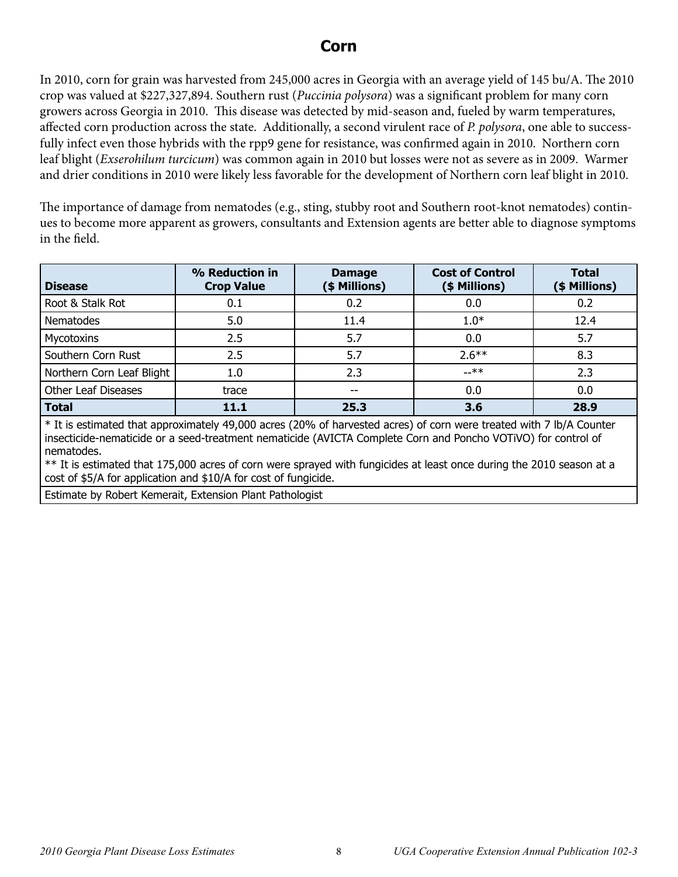# Corn

In 2010, corn for grain was harvested from 245,000 acres in Georgia with an average yield of 145 bu/A. The 2010 crop was valued at $227,327,894. Southern rust (*Puccinia polysora*) was a significant problem for many corn growers across Georgia in 2010. This disease was detected by mid-season and, fueled by warm temperatures, affected corn production across the state. Additionally, a second virulent race of *P. polysora*, one able to successfully infect even those hybrids with the rpp9 gene for resistance, was confirmed again in 2010. Northern corn leaf blight (*Exserohilum turcicum*) was common again in 2010 but losses were not as severe as in 2009. Warmer and drier conditions in 2010 were likely less favorable for the development of Northern corn leaf blight in 2010.

The importance of damage from nematodes (e.g., sting, stubby root and Southern root-knot nematodes) continues to become more apparent as growers, consultants and Extension agents are better able to diagnose symptoms in the field.

| Disease | % Reduction in Crop Value | Damage ($ Millions) | Cost of Control ($ Millions) | Total ($ Millions) |
|---|---|---|---|---|
| Root & Stalk Rot | 0.1 | 0.2 | 0.0 | 0.2 |
| Nematodes | 5.0 | 11.4 | 1.0* | 12.4 |
| Mycotoxins | 2.5 | 5.7 | 0.0 | 5.7 |
| Southern Corn Rust | 2.5 | 5.7 | 2.6** | 8.3 |
| Northern Corn Leaf Blight | 1.0 | 2.3 | --** | 2.3 |
| Other Leaf Diseases | trace | -- | 0.0 | 0.0 |
| **Total** | **11.1** | **25.3** | **3.6** | **28.9** |

\* It is estimated that approximately 49,000 acres (20% of harvested acres) of corn were treated with 7 lb/A Counter insecticide-nematicide or a seed-treatment nematicide (AVICTA Complete Corn and Poncho VOTiVO) for control of nematodes.

\*\* It is estimated that 175,000 acres of corn were sprayed with fungicides at least once during the 2010 season at a cost of $5/A for application and $10/A for cost of fungicide.

Estimate by Robert Kemerait, Extension Plant Pathologist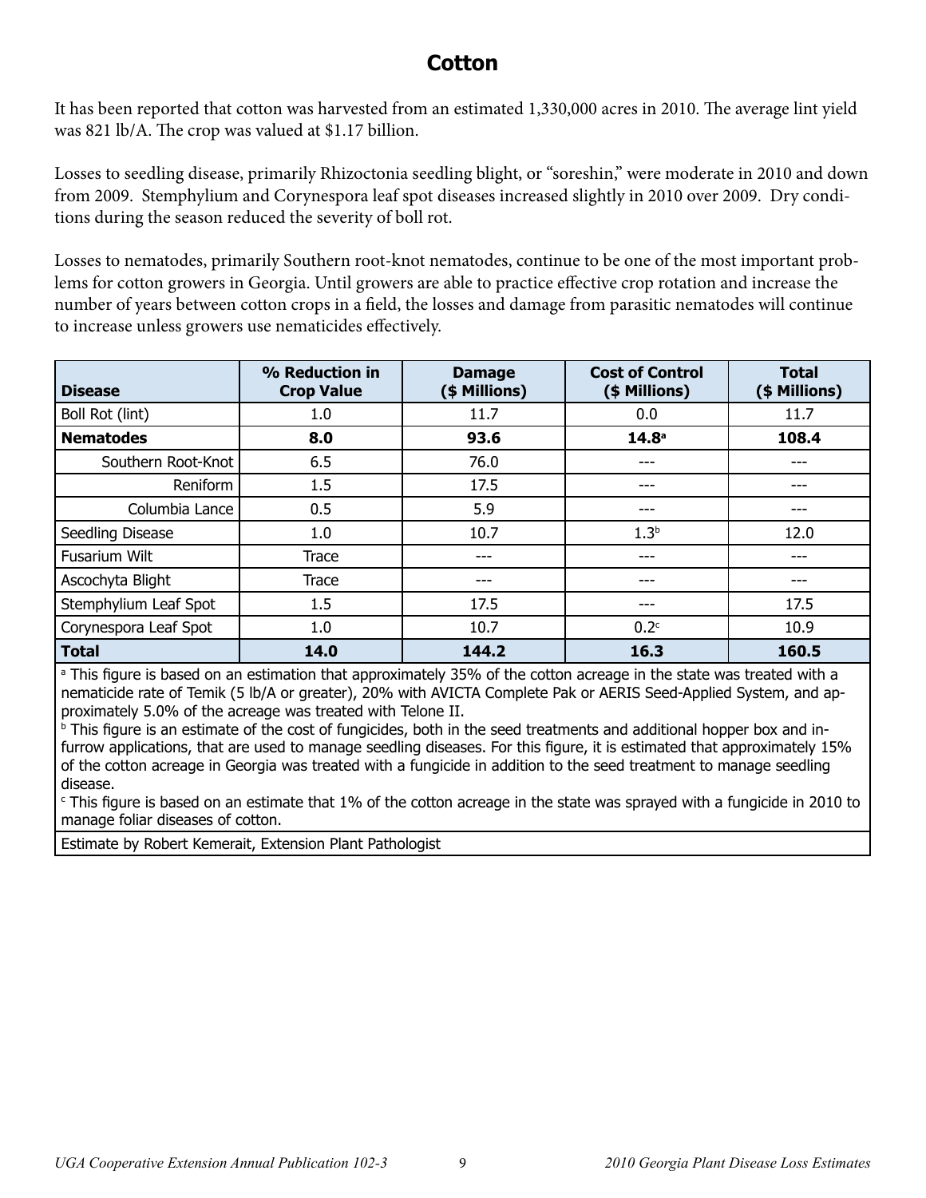# Cotton

It has been reported that cotton was harvested from an estimated 1,330,000 acres in 2010. The average lint yield was 821 lb/A. The crop was valued at $1.17 billion.

Losses to seedling disease, primarily Rhizoctonia seedling blight, or "soreshin," were moderate in 2010 and down from 2009. Stemphylium and Corynespora leaf spot diseases increased slightly in 2010 over 2009. Dry conditions during the season reduced the severity of boll rot.

Losses to nematodes, primarily Southern root-knot nematodes, continue to be one of the most important problems for cotton growers in Georgia. Until growers are able to practice effective crop rotation and increase the number of years between cotton crops in a field, the losses and damage from parasitic nematodes will continue to increase unless growers use nematicides effectively.

| Disease | % Reduction in Crop Value | Damage ($ Millions) | Cost of Control ($ Millions) | Total ($ Millions) |
|---|---|---|---|---|
| Boll Rot (lint) | 1.0 | 11.7 | 0.0 | 11.7 |
| **Nematodes** | **8.0** | **93.6** | **14.8**[a] | **108.4** |
| Southern Root-Knot | 6.5 | 76.0 | --- | --- |
| Reniform | 1.5 | 17.5 | --- | --- |
| Columbia Lance | 0.5 | 5.9 | --- | --- |
| Seedling Disease | 1.0 | 10.7 | 1.3[b] | 12.0 |
| Fusarium Wilt | Trace | --- | --- | --- |
| Ascochyta Blight | Trace | --- | --- | --- |
| Stemphylium Leaf Spot | 1.5 | 17.5 | --- | 17.5 |
| Corynespora Leaf Spot | 1.0 | 10.7 | 0.2[c] | 10.9 |
| **Total** | **14.0** | **144.2** | **16.3** | **160.5** |

[a] This figure is based on an estimation that approximately 35% of the cotton acreage in the state was treated with a nematicide rate of Temik (5 lb/A or greater), 20% with AVICTA Complete Pak or AERIS Seed-Applied System, and approximately 5.0% of the acreage was treated with Telone II.

[b] This figure is an estimate of the cost of fungicides, both in the seed treatments and additional hopper box and in-furrow applications, that are used to manage seedling diseases. For this figure, it is estimated that approximately 15% of the cotton acreage in Georgia was treated with a fungicide in addition to the seed treatment to manage seedling disease.

[c] This figure is based on an estimate that 1% of the cotton acreage in the state was sprayed with a fungicide in 2010 to manage foliar diseases of cotton.

Estimate by Robert Kemerait, Extension Plant Pathologist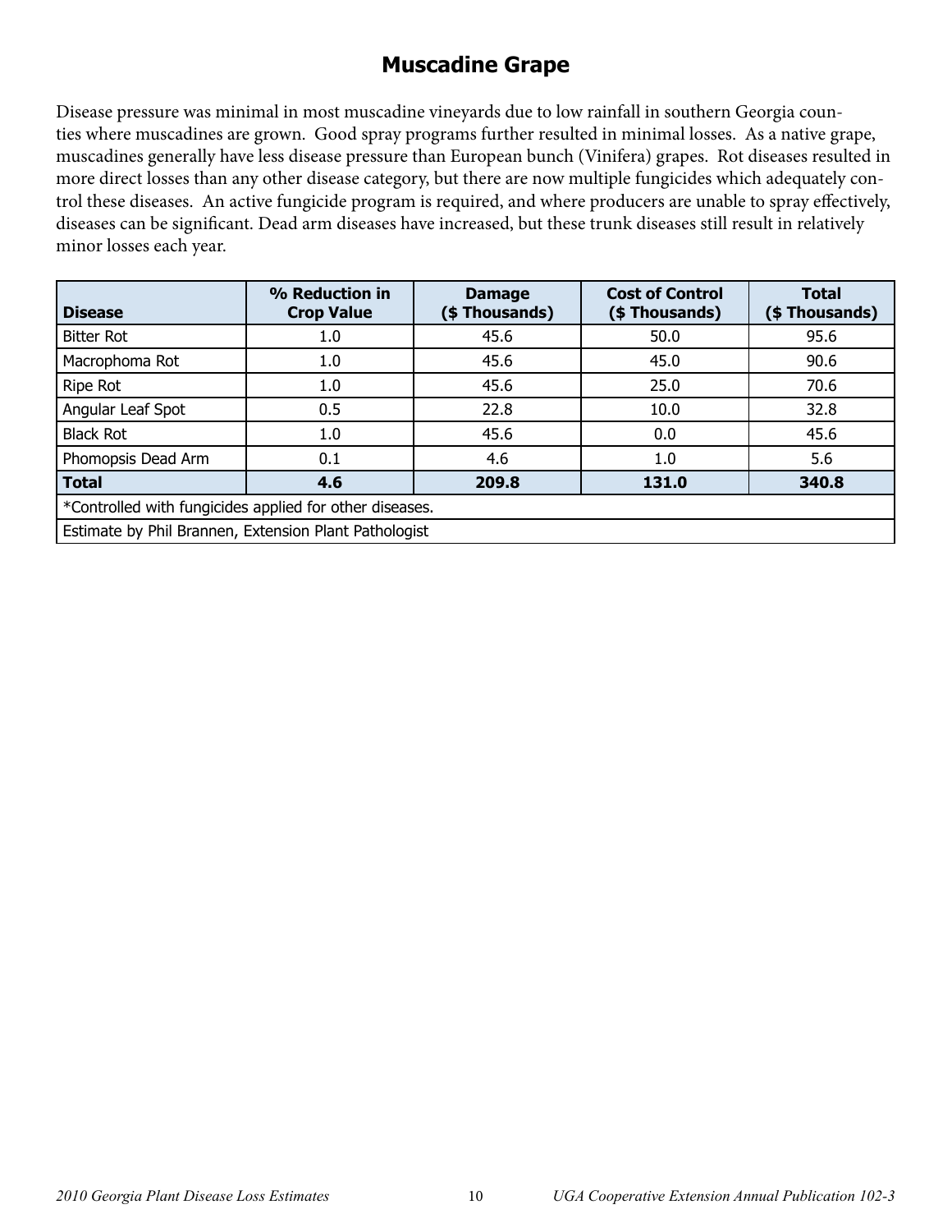# Muscadine Grape

Disease pressure was minimal in most muscadine vineyards due to low rainfall in southern Georgia counties where muscadines are grown. Good spray programs further resulted in minimal losses. As a native grape, muscadines generally have less disease pressure than European bunch (Vinifera) grapes. Rot diseases resulted in more direct losses than any other disease category, but there are now multiple fungicides which adequately control these diseases. An active fungicide program is required, and where producers are unable to spray effectively, diseases can be significant. Dead arm diseases have increased, but these trunk diseases still result in relatively minor losses each year.

| Disease | % Reduction in Crop Value | Damage ($ Thousands) | Cost of Control ($ Thousands) | Total ($ Thousands) |
|---|---|---|---|---|
| Bitter Rot | 1.0 | 45.6 | 50.0 | 95.6 |
| Macrophoma Rot | 1.0 | 45.6 | 45.0 | 90.6 |
| Ripe Rot | 1.0 | 45.6 | 25.0 | 70.6 |
| Angular Leaf Spot | 0.5 | 22.8 | 10.0 | 32.8 |
| Black Rot | 1.0 | 45.6 | 0.0 | 45.6 |
| Phomopsis Dead Arm | 0.1 | 4.6 | 1.0 | 5.6 |
| **Total** | **4.6** | **209.8** | **131.0** | **340.8** |
| *Controlled with fungicides applied for other diseases. | | | | |
| Estimate by Phil Brannen, Extension Plant Pathologist | | | | |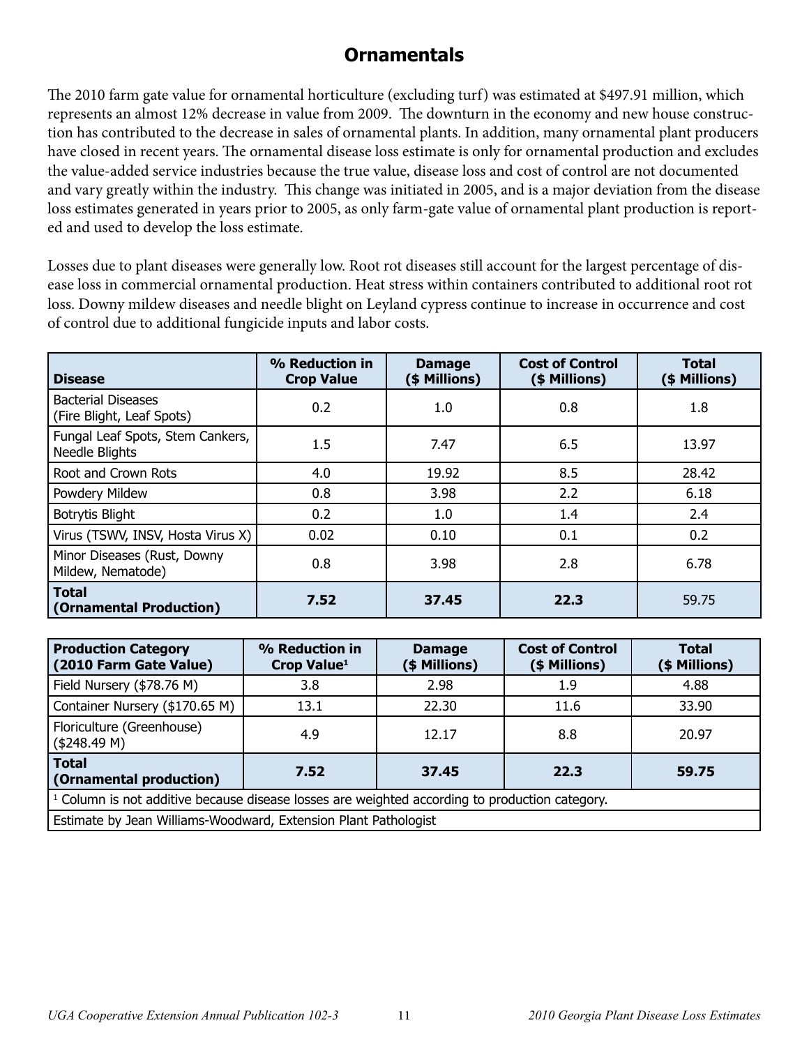# Ornamentals

The 2010 farm gate value for ornamental horticulture (excluding turf) was estimated at $497.91 million, which represents an almost 12% decrease in value from 2009. The downturn in the economy and new house construction has contributed to the decrease in sales of ornamental plants. In addition, many ornamental plant producers have closed in recent years. The ornamental disease loss estimate is only for ornamental production and excludes the value-added service industries because the true value, disease loss and cost of control are not documented and vary greatly within the industry. This change was initiated in 2005, and is a major deviation from the disease loss estimates generated in years prior to 2005, as only farm-gate value of ornamental plant production is reported and used to develop the loss estimate.

Losses due to plant diseases were generally low. Root rot diseases still account for the largest percentage of disease loss in commercial ornamental production. Heat stress within containers contributed to additional root rot loss. Downy mildew diseases and needle blight on Leyland cypress continue to increase in occurrence and cost of control due to additional fungicide inputs and labor costs.

| Disease | % Reduction in Crop Value | Damage ($ Millions) | Cost of Control ($ Millions) | Total ($ Millions) |
|---|---|---|---|---|
| Bacterial Diseases (Fire Blight, Leaf Spots) | 0.2 | 1.0 | 0.8 | 1.8 |
| Fungal Leaf Spots, Stem Cankers, Needle Blights | 1.5 | 7.47 | 6.5 | 13.97 |
| Root and Crown Rots | 4.0 | 19.92 | 8.5 | 28.42 |
| Powdery Mildew | 0.8 | 3.98 | 2.2 | 6.18 |
| Botrytis Blight | 0.2 | 1.0 | 1.4 | 2.4 |
| Virus (TSWV, INSV, Hosta Virus X) | 0.02 | 0.10 | 0.1 | 0.2 |
| Minor Diseases (Rust, Downy Mildew, Nematode) | 0.8 | 3.98 | 2.8 | 6.78 |
| **Total (Ornamental Production)** | **7.52** | **37.45** | **22.3** | 59.75 |

| Production Category (2010 Farm Gate Value) | % Reduction in Crop Value[1] | Damage ($ Millions) | Cost of Control ($ Millions) | Total ($ Millions) |
|---|---|---|---|---|
| Field Nursery ($78.76 M) | 3.8 | 2.98 | 1.9 | 4.88 |
| Container Nursery ($170.65 M) | 13.1 | 22.30 | 11.6 | 33.90 |
| Floriculture (Greenhouse) ($248.49 M) | 4.9 | 12.17 | 8.8 | 20.97 |
| **Total (Ornamental production)** | **7.52** | **37.45** | **22.3** | **59.75** |

[1] Column is not additive because disease losses are weighted according to production category.

Estimate by Jean Williams-Woodward, Extension Plant Pathologist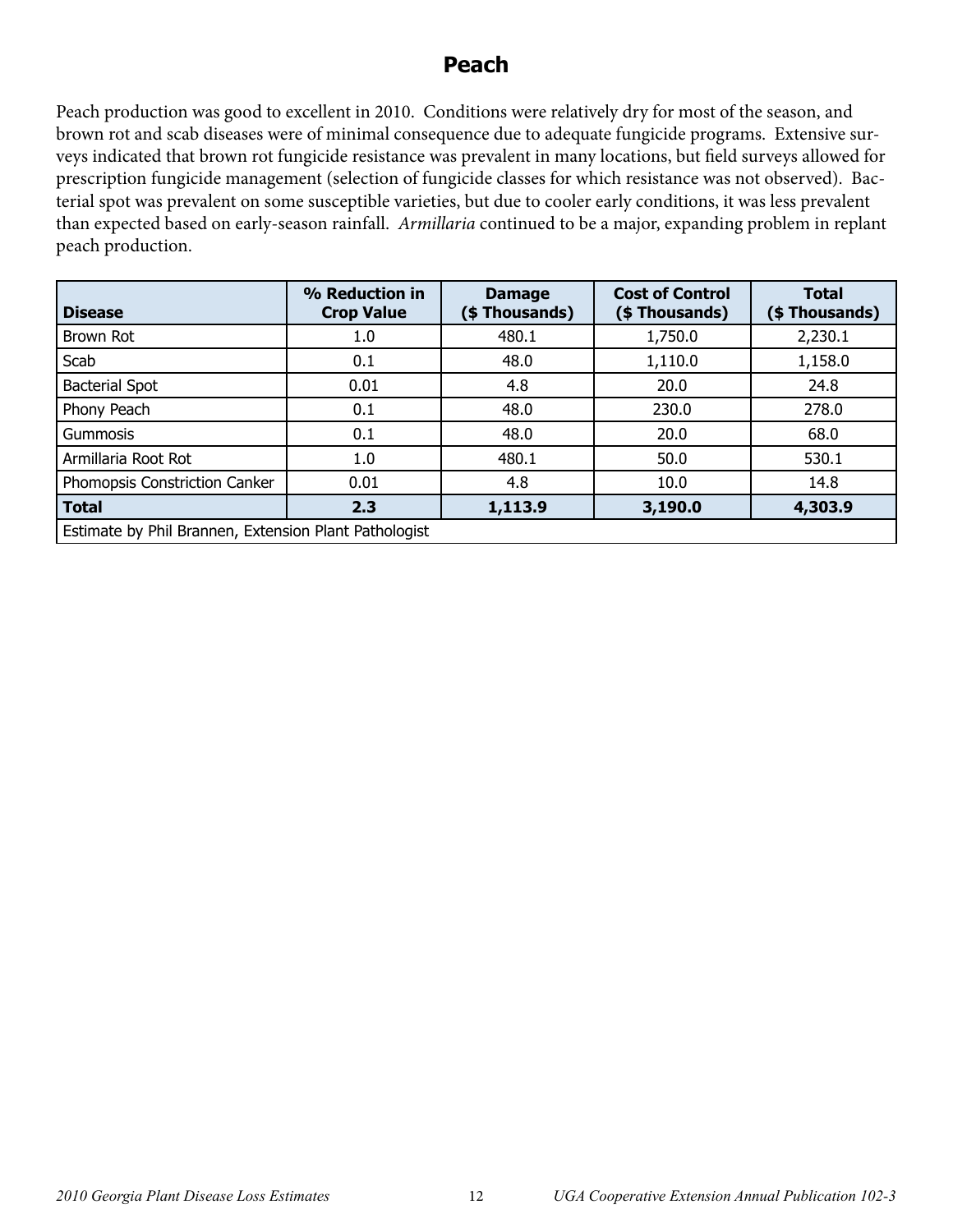# Peach

Peach production was good to excellent in 2010. Conditions were relatively dry for most of the season, and brown rot and scab diseases were of minimal consequence due to adequate fungicide programs. Extensive surveys indicated that brown rot fungicide resistance was prevalent in many locations, but field surveys allowed for prescription fungicide management (selection of fungicide classes for which resistance was not observed). Bacterial spot was prevalent on some susceptible varieties, but due to cooler early conditions, it was less prevalent than expected based on early-season rainfall. *Armillaria* continued to be a major, expanding problem in replant peach production.

| Disease | % Reduction in Crop Value | Damage ($ Thousands) | Cost of Control ($ Thousands) | Total ($ Thousands) |
|---|---|---|---|---|
| Brown Rot | 1.0 | 480.1 | 1,750.0 | 2,230.1 |
| Scab | 0.1 | 48.0 | 1,110.0 | 1,158.0 |
| Bacterial Spot | 0.01 | 4.8 | 20.0 | 24.8 |
| Phony Peach | 0.1 | 48.0 | 230.0 | 278.0 |
| Gummosis | 0.1 | 48.0 | 20.0 | 68.0 |
| Armillaria Root Rot | 1.0 | 480.1 | 50.0 | 530.1 |
| Phomopsis Constriction Canker | 0.01 | 4.8 | 10.0 | 14.8 |
| **Total** | **2.3** | **1,113.9** | **3,190.0** | **4,303.9** |
| Estimate by Phil Brannen, Extension Plant Pathologist | | | | |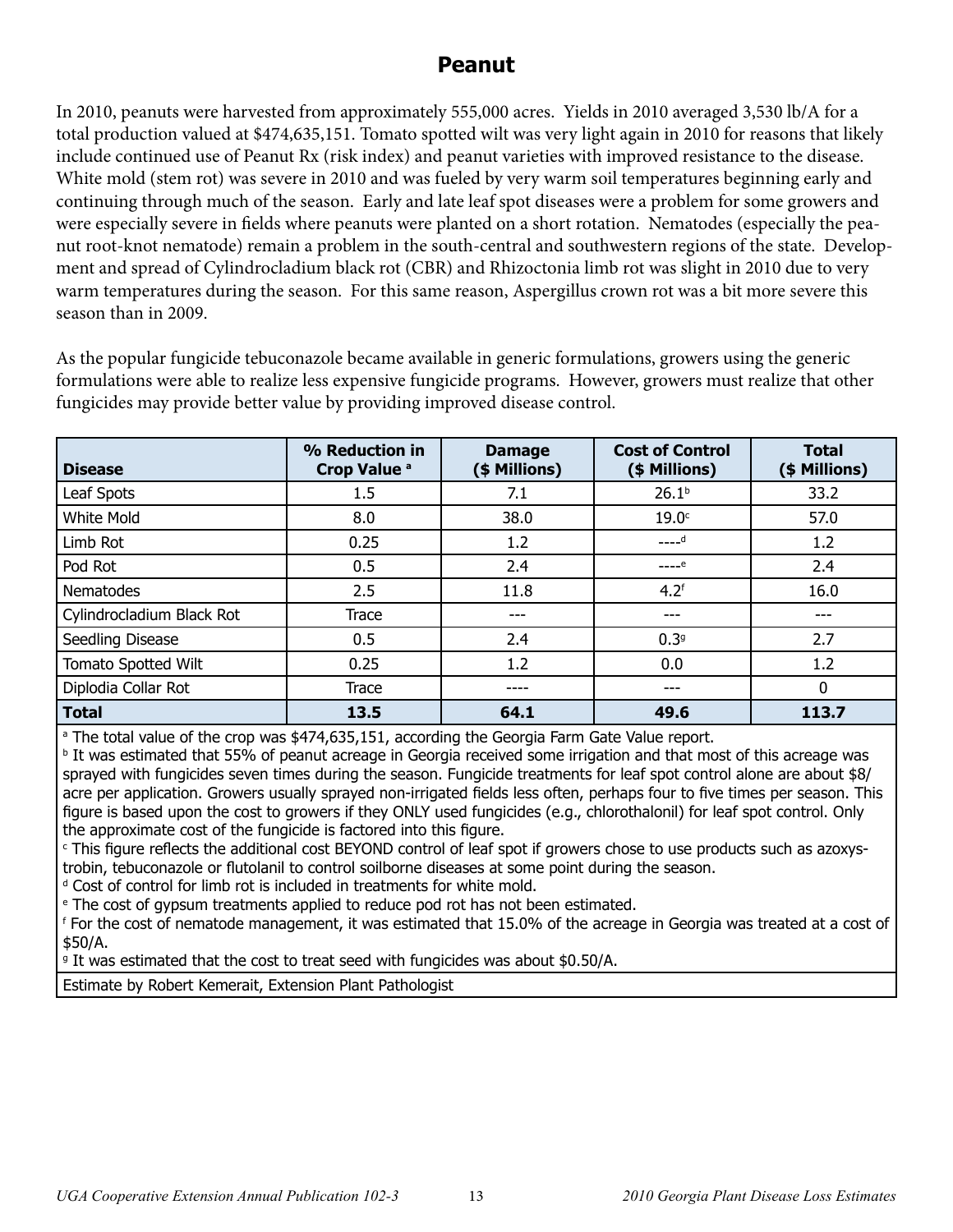# Peanut

In 2010, peanuts were harvested from approximately 555,000 acres. Yields in 2010 averaged 3,530 lb/A for a total production valued at $474,635,151. Tomato spotted wilt was very light again in 2010 for reasons that likely include continued use of Peanut Rx (risk index) and peanut varieties with improved resistance to the disease. White mold (stem rot) was severe in 2010 and was fueled by very warm soil temperatures beginning early and continuing through much of the season. Early and late leaf spot diseases were a problem for some growers and were especially severe in fields where peanuts were planted on a short rotation. Nematodes (especially the peanut root-knot nematode) remain a problem in the south-central and southwestern regions of the state. Development and spread of Cylindrocladium black rot (CBR) and Rhizoctonia limb rot was slight in 2010 due to very warm temperatures during the season. For this same reason, Aspergillus crown rot was a bit more severe this season than in 2009.

As the popular fungicide tebuconazole became available in generic formulations, growers using the generic formulations were able to realize less expensive fungicide programs. However, growers must realize that other fungicides may provide better value by providing improved disease control.

| Disease | % Reduction in Crop Value [a] | Damage ($ Millions) | Cost of Control ($ Millions) | Total ($ Millions) |
|---|---|---|---|---|
| Leaf Spots | 1.5 | 7.1 | 26.1[b] | 33.2 |
| White Mold | 8.0 | 38.0 | 19.0[c] | 57.0 |
| Limb Rot | 0.25 | 1.2 | ----[d] | 1.2 |
| Pod Rot | 0.5 | 2.4 | ----[e] | 2.4 |
| Nematodes | 2.5 | 11.8 | 4.2[f] | 16.0 |
| Cylindrocladium Black Rot | Trace | --- | --- | --- |
| Seedling Disease | 0.5 | 2.4 | 0.3[g] | 2.7 |
| Tomato Spotted Wilt | 0.25 | 1.2 | 0.0 | 1.2 |
| Diplodia Collar Rot | Trace | ---- | --- | 0 |
| **Total** | **13.5** | **64.1** | **49.6** | **113.7** |

[a] The total value of the crop was $474,635,151, according the Georgia Farm Gate Value report.

[b] It was estimated that 55% of peanut acreage in Georgia received some irrigation and that most of this acreage was sprayed with fungicides seven times during the season. Fungicide treatments for leaf spot control alone are about $8/acre per application. Growers usually sprayed non-irrigated fields less often, perhaps four to five times per season. This figure is based upon the cost to growers if they ONLY used fungicides (e.g., chlorothalonil) for leaf spot control. Only the approximate cost of the fungicide is factored into this figure.

[c] This figure reflects the additional cost BEYOND control of leaf spot if growers chose to use products such as azoxystrobin, tebuconazole or flutolanil to control soilborne diseases at some point during the season.

[d] Cost of control for limb rot is included in treatments for white mold.

[e] The cost of gypsum treatments applied to reduce pod rot has not been estimated.

[f] For the cost of nematode management, it was estimated that 15.0% of the acreage in Georgia was treated at a cost of $50/A.

[g] It was estimated that the cost to treat seed with fungicides was about $0.50/A.

Estimate by Robert Kemerait, Extension Plant Pathologist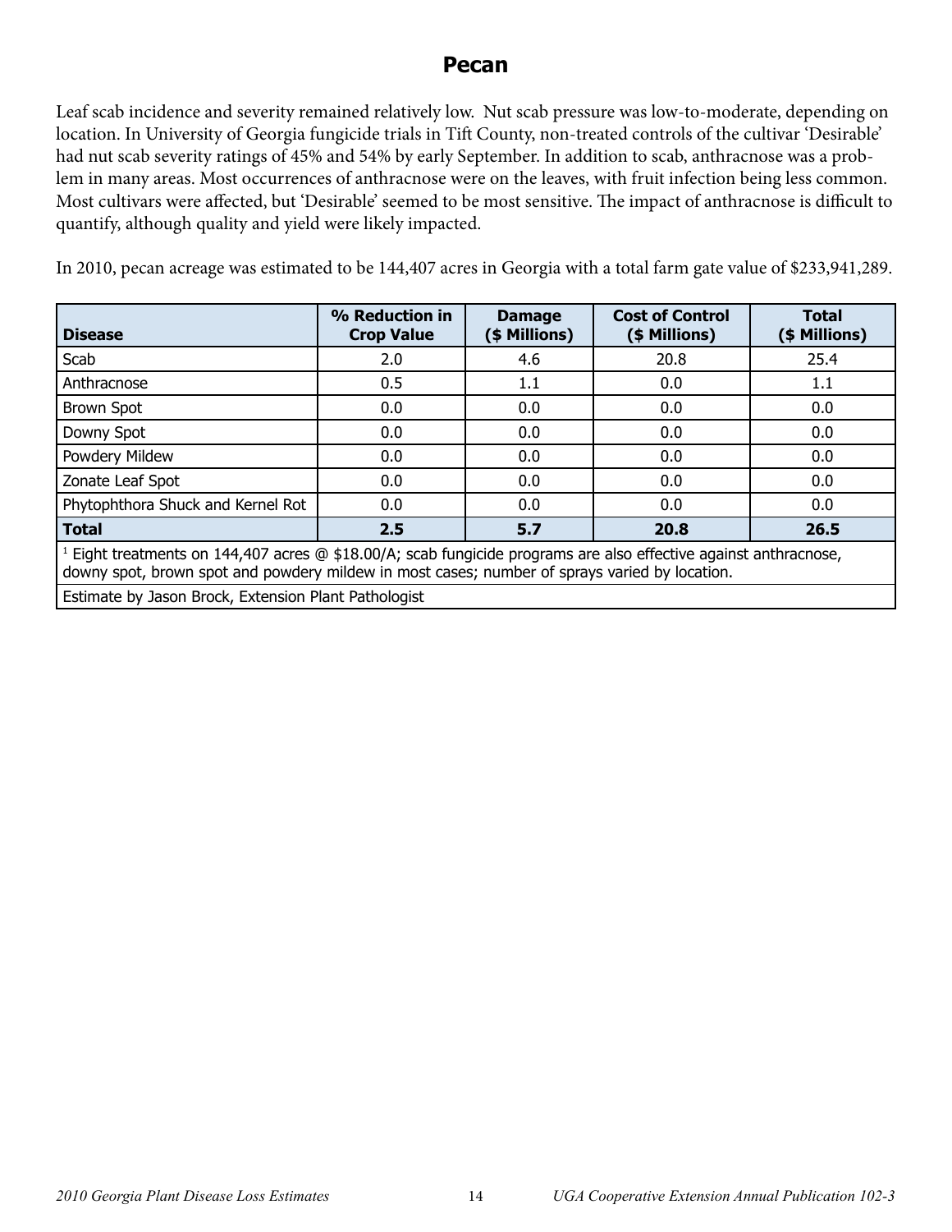# Pecan

Leaf scab incidence and severity remained relatively low. Nut scab pressure was low-to-moderate, depending on location. In University of Georgia fungicide trials in Tift County, non-treated controls of the cultivar 'Desirable' had nut scab severity ratings of 45% and 54% by early September. In addition to scab, anthracnose was a problem in many areas. Most occurrences of anthracnose were on the leaves, with fruit infection being less common. Most cultivars were affected, but 'Desirable' seemed to be most sensitive. The impact of anthracnose is difficult to quantify, although quality and yield were likely impacted.

In 2010, pecan acreage was estimated to be 144,407 acres in Georgia with a total farm gate value of $233,941,289.

| Disease | % Reduction in Crop Value | Damage ($ Millions) | Cost of Control ($ Millions) | Total ($ Millions) |
|---|---|---|---|---|
| Scab | 2.0 | 4.6 | 20.8 | 25.4 |
| Anthracnose | 0.5 | 1.1 | 0.0 | 1.1 |
| Brown Spot | 0.0 | 0.0 | 0.0 | 0.0 |
| Downy Spot | 0.0 | 0.0 | 0.0 | 0.0 |
| Powdery Mildew | 0.0 | 0.0 | 0.0 | 0.0 |
| Zonate Leaf Spot | 0.0 | 0.0 | 0.0 | 0.0 |
| Phytophthora Shuck and Kernel Rot | 0.0 | 0.0 | 0.0 | 0.0 |
| **Total** | **2.5** | **5.7** | **20.8** | **26.5** |

[1] Eight treatments on 144,407 acres @ $18.00/A; scab fungicide programs are also effective against anthracnose, downy spot, brown spot and powdery mildew in most cases; number of sprays varied by location.

Estimate by Jason Brock, Extension Plant Pathologist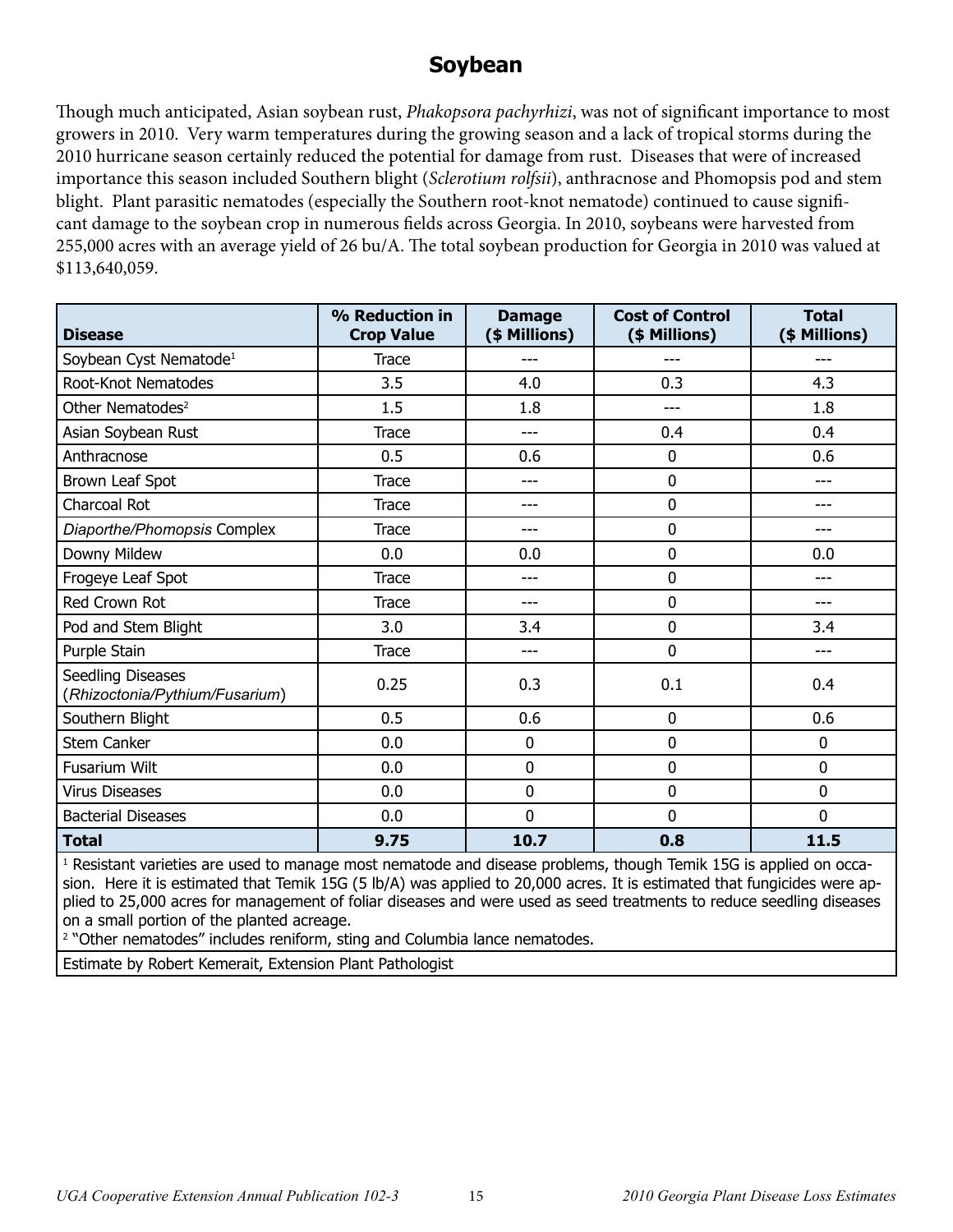# Soybean

Though much anticipated, Asian soybean rust, *Phakopsora pachyrhizi*, was not of significant importance to most growers in 2010. Very warm temperatures during the growing season and a lack of tropical storms during the 2010 hurricane season certainly reduced the potential for damage from rust. Diseases that were of increased importance this season included Southern blight (*Sclerotium rolfsii*), anthracnose and Phomopsis pod and stem blight. Plant parasitic nematodes (especially the Southern root-knot nematode) continued to cause significant damage to the soybean crop in numerous fields across Georgia. In 2010, soybeans were harvested from 255,000 acres with an average yield of 26 bu/A. The total soybean production for Georgia in 2010 was valued at $113,640,059.

| Disease | % Reduction in Crop Value | Damage ($ Millions) | Cost of Control ($ Millions) | Total ($ Millions) |
|---|---|---|---|---|
| Soybean Cyst Nematode[1] | Trace | --- | --- | --- |
| Root-Knot Nematodes | 3.5 | 4.0 | 0.3 | 4.3 |
| Other Nematodes[2] | 1.5 | 1.8 | --- | 1.8 |
| Asian Soybean Rust | Trace | --- | 0.4 | 0.4 |
| Anthracnose | 0.5 | 0.6 | 0 | 0.6 |
| Brown Leaf Spot | Trace | --- | 0 | --- |
| Charcoal Rot | Trace | --- | 0 | --- |
| *Diaporthe/Phomopsis* Complex | Trace | --- | 0 | --- |
| Downy Mildew | 0.0 | 0.0 | 0 | 0.0 |
| Frogeye Leaf Spot | Trace | --- | 0 | --- |
| Red Crown Rot | Trace | --- | 0 | --- |
| Pod and Stem Blight | 3.0 | 3.4 | 0 | 3.4 |
| Purple Stain | Trace | --- | 0 | --- |
| Seedling Diseases (*Rhizoctonia/Pythium/Fusarium*) | 0.25 | 0.3 | 0.1 | 0.4 |
| Southern Blight | 0.5 | 0.6 | 0 | 0.6 |
| Stem Canker | 0.0 | 0 | 0 | 0 |
| Fusarium Wilt | 0.0 | 0 | 0 | 0 |
| Virus Diseases | 0.0 | 0 | 0 | 0 |
| Bacterial Diseases | 0.0 | 0 | 0 | 0 |
| **Total** | **9.75** | **10.7** | **0.8** | **11.5** |

[1] Resistant varieties are used to manage most nematode and disease problems, though Temik 15G is applied on occasion. Here it is estimated that Temik 15G (5 lb/A) was applied to 20,000 acres. It is estimated that fungicides were applied to 25,000 acres for management of foliar diseases and were used as seed treatments to reduce seedling diseases on a small portion of the planted acreage.
[2] "Other nematodes" includes reniform, sting and Columbia lance nematodes.

Estimate by Robert Kemerait, Extension Plant Pathologist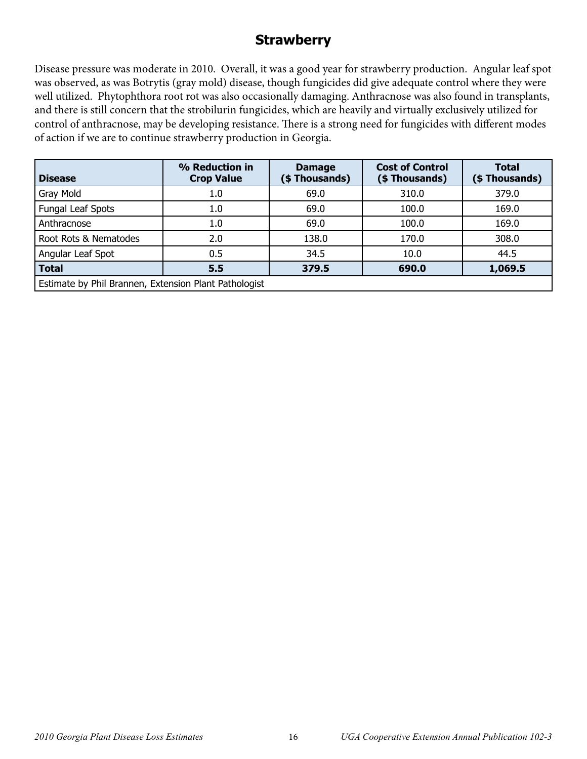# Strawberry

Disease pressure was moderate in 2010. Overall, it was a good year for strawberry production. Angular leaf spot was observed, as was Botrytis (gray mold) disease, though fungicides did give adequate control where they were well utilized. Phytophthora root rot was also occasionally damaging. Anthracnose was also found in transplants, and there is still concern that the strobilurin fungicides, which are heavily and virtually exclusively utilized for control of anthracnose, may be developing resistance. There is a strong need for fungicides with different modes of action if we are to continue strawberry production in Georgia.

| Disease | % Reduction in Crop Value | Damage ($ Thousands) | Cost of Control ($ Thousands) | Total ($ Thousands) |
|---|---|---|---|---|
| Gray Mold | 1.0 | 69.0 | 310.0 | 379.0 |
| Fungal Leaf Spots | 1.0 | 69.0 | 100.0 | 169.0 |
| Anthracnose | 1.0 | 69.0 | 100.0 | 169.0 |
| Root Rots & Nematodes | 2.0 | 138.0 | 170.0 | 308.0 |
| Angular Leaf Spot | 0.5 | 34.5 | 10.0 | 44.5 |
| **Total** | **5.5** | **379.5** | **690.0** | **1,069.5** |
| Estimate by Phil Brannen, Extension Plant Pathologist | | | | |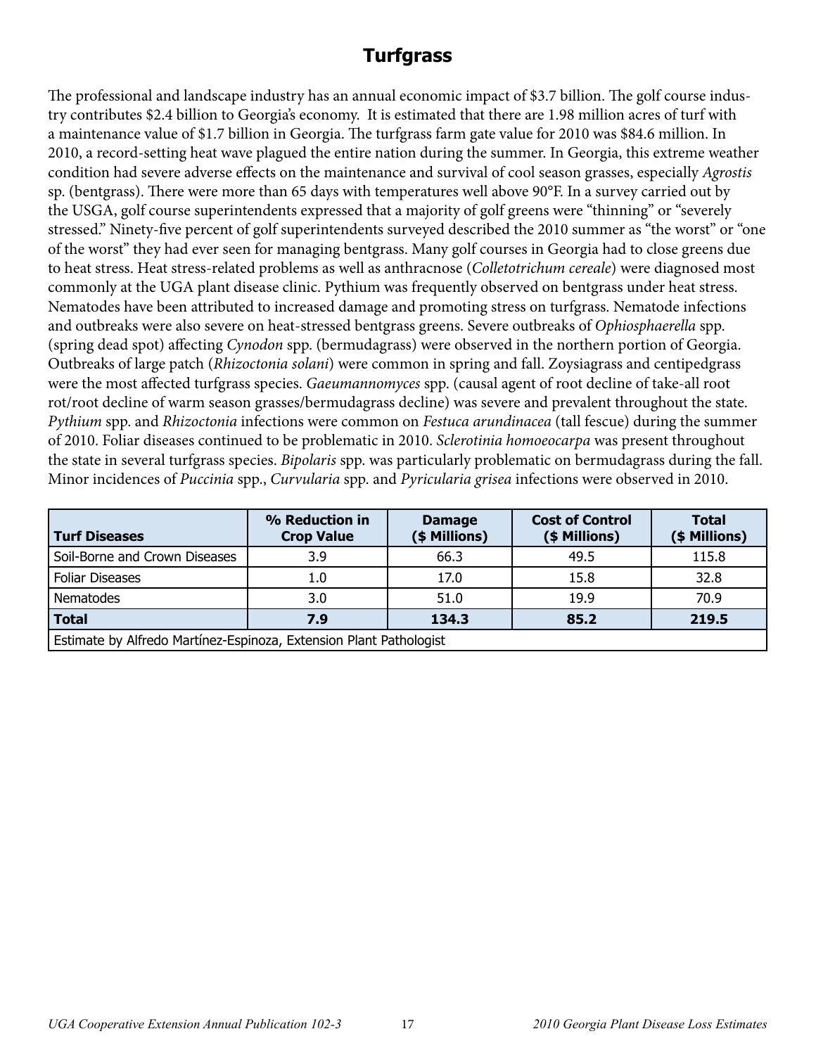# Turfgrass

The professional and landscape industry has an annual economic impact of $3.7 billion. The golf course industry contributes $2.4 billion to Georgia's economy. It is estimated that there are 1.98 million acres of turf with a maintenance value of $1.7 billion in Georgia. The turfgrass farm gate value for 2010 was $84.6 million. In 2010, a record-setting heat wave plagued the entire nation during the summer. In Georgia, this extreme weather condition had severe adverse effects on the maintenance and survival of cool season grasses, especially *Agrostis* sp. (bentgrass). There were more than 65 days with temperatures well above 90°F. In a survey carried out by the USGA, golf course superintendents expressed that a majority of golf greens were "thinning" or "severely stressed." Ninety-five percent of golf superintendents surveyed described the 2010 summer as "the worst" or "one of the worst" they had ever seen for managing bentgrass. Many golf courses in Georgia had to close greens due to heat stress. Heat stress-related problems as well as anthracnose (*Colletotrichum cereale*) were diagnosed most commonly at the UGA plant disease clinic. Pythium was frequently observed on bentgrass under heat stress. Nematodes have been attributed to increased damage and promoting stress on turfgrass. Nematode infections and outbreaks were also severe on heat-stressed bentgrass greens. Severe outbreaks of *Ophiosphaerella* spp. (spring dead spot) affecting *Cynodon* spp. (bermudagrass) were observed in the northern portion of Georgia. Outbreaks of large patch (*Rhizoctonia solani*) were common in spring and fall. Zoysiagrass and centipedgrass were the most affected turfgrass species. *Gaeumannomyces* spp. (causal agent of root decline of take-all root rot/root decline of warm season grasses/bermudagrass decline) was severe and prevalent throughout the state. *Pythium* spp. and *Rhizoctonia* infections were common on *Festuca arundinacea* (tall fescue) during the summer of 2010. Foliar diseases continued to be problematic in 2010. *Sclerotinia homoeocarpa* was present throughout the state in several turfgrass species. *Bipolaris* spp. was particularly problematic on bermudagrass during the fall. Minor incidences of *Puccinia* spp., *Curvularia* spp. and *Pyricularia grisea* infections were observed in 2010.

| Turf Diseases | % Reduction in Crop Value | Damage ($ Millions) | Cost of Control ($ Millions) | Total ($ Millions) |
|---|---|---|---|---|
| Soil-Borne and Crown Diseases | 3.9 | 66.3 | 49.5 | 115.8 |
| Foliar Diseases | 1.0 | 17.0 | 15.8 | 32.8 |
| Nematodes | 3.0 | 51.0 | 19.9 | 70.9 |
| **Total** | **7.9** | **134.3** | **85.2** | **219.5** |
| Estimate by Alfredo Martínez-Espinoza, Extension Plant Pathologist | | | | |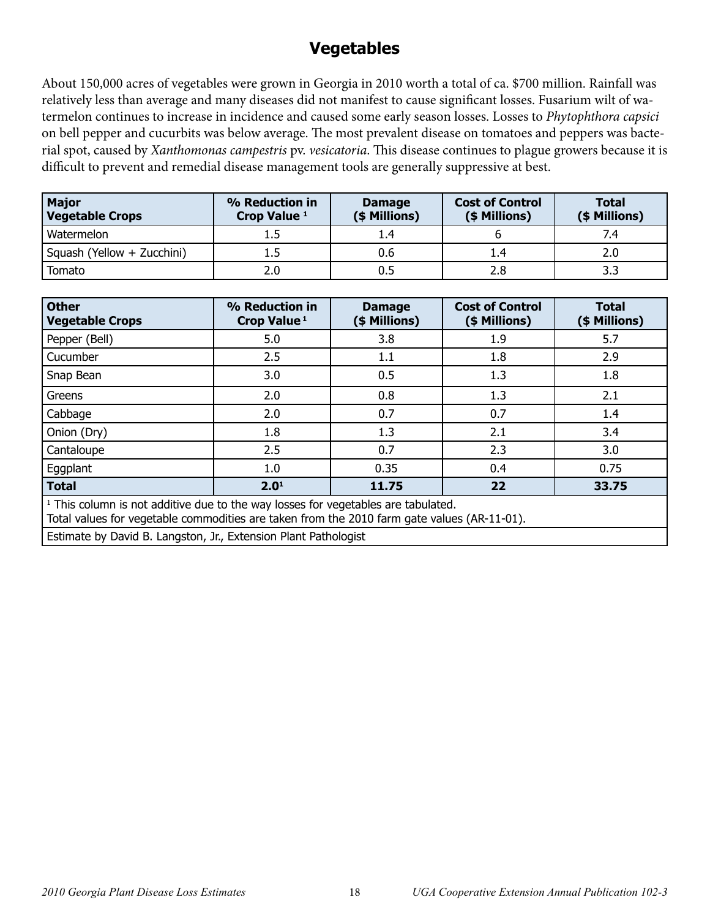# Vegetables

About 150,000 acres of vegetables were grown in Georgia in 2010 worth a total of ca. $700 million. Rainfall was relatively less than average and many diseases did not manifest to cause significant losses. Fusarium wilt of watermelon continues to increase in incidence and caused some early season losses. Losses to *Phytophthora capsici* on bell pepper and cucurbits was below average. The most prevalent disease on tomatoes and peppers was bacterial spot, caused by *Xanthomonas campestris* pv. *vesicatoria*. This disease continues to plague growers because it is difficult to prevent and remedial disease management tools are generally suppressive at best.

| Major Vegetable Crops | % Reduction in Crop Value [1] | Damage ($ Millions) | Cost of Control ($ Millions) | Total ($ Millions) |
|---|---|---|---|---|
| Watermelon | 1.5 | 1.4 | 6 | 7.4 |
| Squash (Yellow + Zucchini) | 1.5 | 0.6 | 1.4 | 2.0 |
| Tomato | 2.0 | 0.5 | 2.8 | 3.3 |

| Other Vegetable Crops | % Reduction in Crop Value [1] | Damage ($ Millions) | Cost of Control ($ Millions) | Total ($ Millions) |
|---|---|---|---|---|
| Pepper (Bell) | 5.0 | 3.8 | 1.9 | 5.7 |
| Cucumber | 2.5 | 1.1 | 1.8 | 2.9 |
| Snap Bean | 3.0 | 0.5 | 1.3 | 1.8 |
| Greens | 2.0 | 0.8 | 1.3 | 2.1 |
| Cabbage | 2.0 | 0.7 | 0.7 | 1.4 |
| Onion (Dry) | 1.8 | 1.3 | 2.1 | 3.4 |
| Cantaloupe | 2.5 | 0.7 | 2.3 | 3.0 |
| Eggplant | 1.0 | 0.35 | 0.4 | 0.75 |
| **Total** | **2.0[1]** | **11.75** | **22** | **33.75** |

[1] This column is not additive due to the way losses for vegetables are tabulated.
Total values for vegetable commodities are taken from the 2010 farm gate values (AR-11-01).

Estimate by David B. Langston, Jr., Extension Plant Pathologist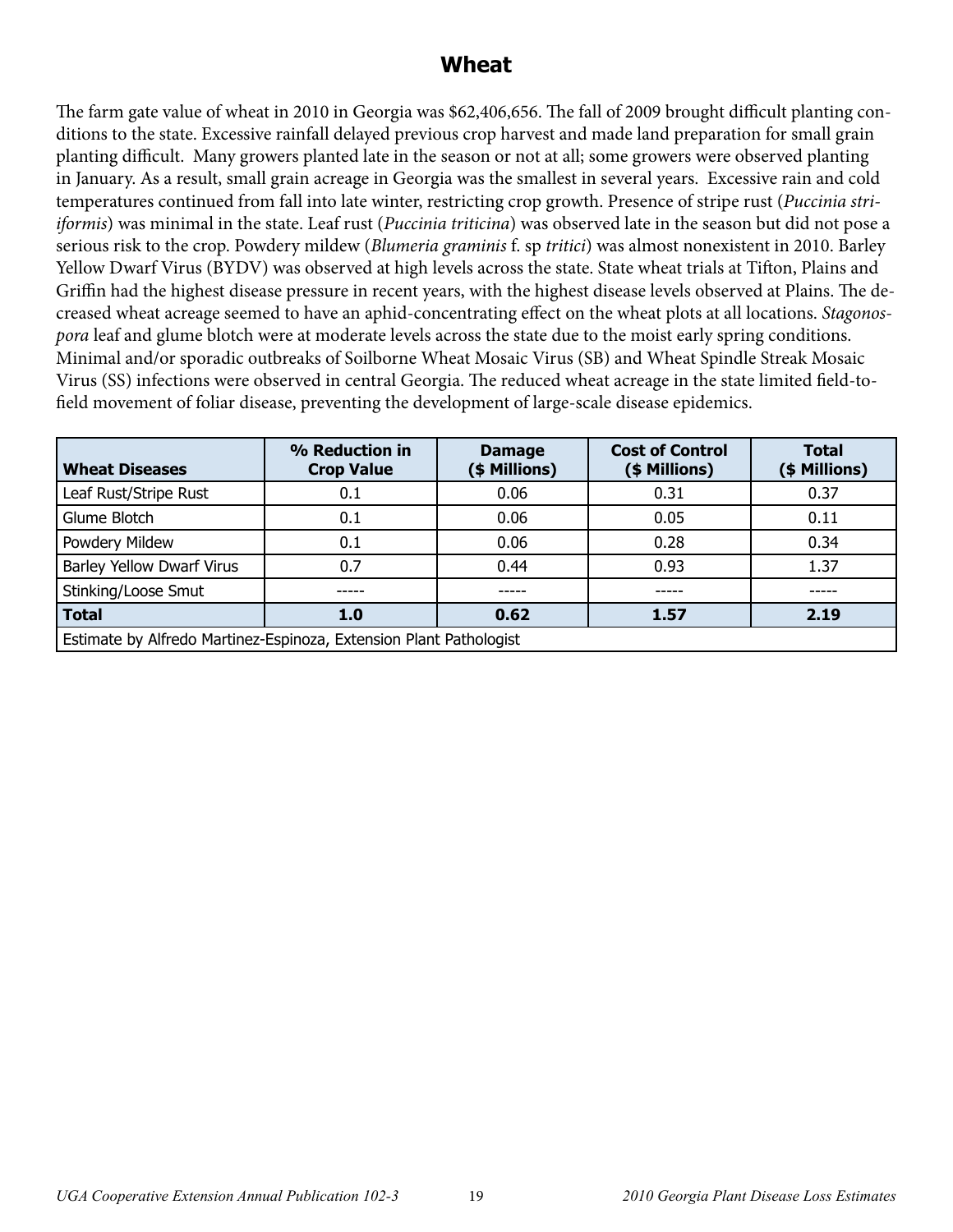# Wheat

The farm gate value of wheat in 2010 in Georgia was $62,406,656. The fall of 2009 brought difficult planting conditions to the state. Excessive rainfall delayed previous crop harvest and made land preparation for small grain planting difficult. Many growers planted late in the season or not at all; some growers were observed planting in January. As a result, small grain acreage in Georgia was the smallest in several years. Excessive rain and cold temperatures continued from fall into late winter, restricting crop growth. Presence of stripe rust (*Puccinia striiformis*) was minimal in the state. Leaf rust (*Puccinia triticina*) was observed late in the season but did not pose a serious risk to the crop. Powdery mildew (*Blumeria graminis* f. sp *tritici*) was almost nonexistent in 2010. Barley Yellow Dwarf Virus (BYDV) was observed at high levels across the state. State wheat trials at Tifton, Plains and Griffin had the highest disease pressure in recent years, with the highest disease levels observed at Plains. The decreased wheat acreage seemed to have an aphid-concentrating effect on the wheat plots at all locations. *Stagonospora* leaf and glume blotch were at moderate levels across the state due to the moist early spring conditions. Minimal and/or sporadic outbreaks of Soilborne Wheat Mosaic Virus (SB) and Wheat Spindle Streak Mosaic Virus (SS) infections were observed in central Georgia. The reduced wheat acreage in the state limited field-to-field movement of foliar disease, preventing the development of large-scale disease epidemics.

| Wheat Diseases | % Reduction in Crop Value | Damage ($ Millions) | Cost of Control ($ Millions) | Total ($ Millions) |
|---|---|---|---|---|
| Leaf Rust/Stripe Rust | 0.1 | 0.06 | 0.31 | 0.37 |
| Glume Blotch | 0.1 | 0.06 | 0.05 | 0.11 |
| Powdery Mildew | 0.1 | 0.06 | 0.28 | 0.34 |
| Barley Yellow Dwarf Virus | 0.7 | 0.44 | 0.93 | 1.37 |
| Stinking/Loose Smut | ----- | ----- | ----- | ----- |
| **Total** | **1.0** | **0.62** | **1.57** | **2.19** |
| Estimate by Alfredo Martinez-Espinoza, Extension Plant Pathologist | | | | |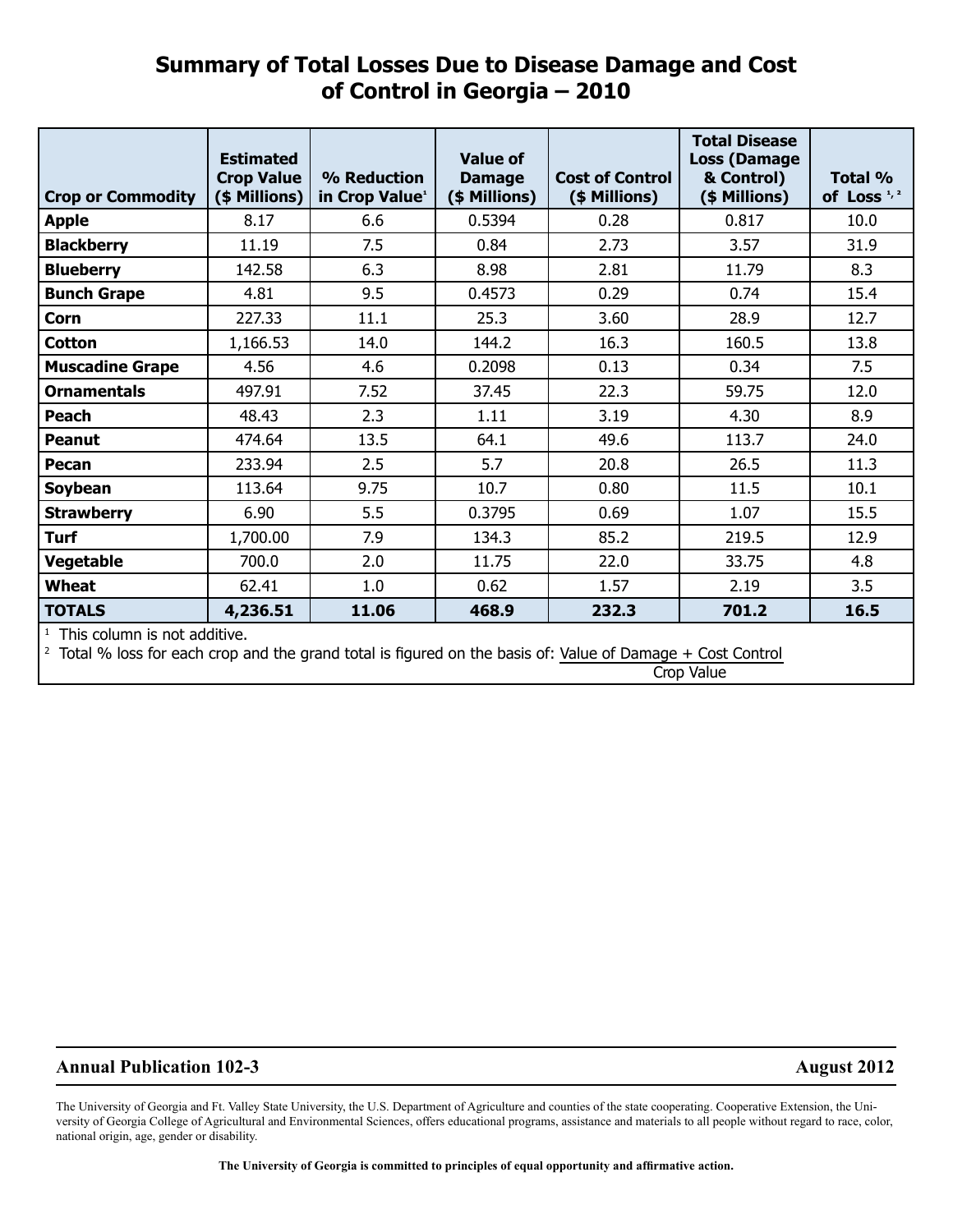# Summary of Total Losses Due to Disease Damage and Cost of Control in Georgia – 2010

| Crop or Commodity | Estimated Crop Value ($ Millions) | % Reduction in Crop Value[1] | Value of Damage ($ Millions) | Cost of Control ($ Millions) | Total Disease Loss (Damage & Control) ($ Millions) | Total % of Loss [1, 2] |
|---|---|---|---|---|---|---|
| **Apple** | 8.17 | 6.6 | 0.5394 | 0.28 | 0.817 | 10.0 |
| **Blackberry** | 11.19 | 7.5 | 0.84 | 2.73 | 3.57 | 31.9 |
| **Blueberry** | 142.58 | 6.3 | 8.98 | 2.81 | 11.79 | 8.3 |
| **Bunch Grape** | 4.81 | 9.5 | 0.4573 | 0.29 | 0.74 | 15.4 |
| **Corn** | 227.33 | 11.1 | 25.3 | 3.60 | 28.9 | 12.7 |
| **Cotton** | 1,166.53 | 14.0 | 144.2 | 16.3 | 160.5 | 13.8 |
| **Muscadine Grape** | 4.56 | 4.6 | 0.2098 | 0.13 | 0.34 | 7.5 |
| **Ornamentals** | 497.91 | 7.52 | 37.45 | 22.3 | 59.75 | 12.0 |
| **Peach** | 48.43 | 2.3 | 1.11 | 3.19 | 4.30 | 8.9 |
| **Peanut** | 474.64 | 13.5 | 64.1 | 49.6 | 113.7 | 24.0 |
| **Pecan** | 233.94 | 2.5 | 5.7 | 20.8 | 26.5 | 11.3 |
| **Soybean** | 113.64 | 9.75 | 10.7 | 0.80 | 11.5 | 10.1 |
| **Strawberry** | 6.90 | 5.5 | 0.3795 | 0.69 | 1.07 | 15.5 |
| **Turf** | 1,700.00 | 7.9 | 134.3 | 85.2 | 219.5 | 12.9 |
| **Vegetable** | 700.0 | 2.0 | 11.75 | 22.0 | 33.75 | 4.8 |
| **Wheat** | 62.41 | 1.0 | 0.62 | 1.57 | 2.19 | 3.5 |
| **TOTALS** | **4,236.51** | **11.06** | **468.9** | **232.3** | **701.2** | **16.5** |

[1] This column is not additive.

[2] Total % loss for each crop and the grand total is figured on the basis of: $\frac{\text{Value of Damage + Cost Control}}{\text{Crop Value}}$

**Annual Publication 102-3** **August 2012**

The University of Georgia and Ft. Valley State University, the U.S. Department of Agriculture and counties of the state cooperating. Cooperative Extension, the University of Georgia College of Agricultural and Environmental Sciences, offers educational programs, assistance and materials to all people without regard to race, color, national origin, age, gender or disability.

**The University of Georgia is committed to principles of equal opportunity and affirmative action.**